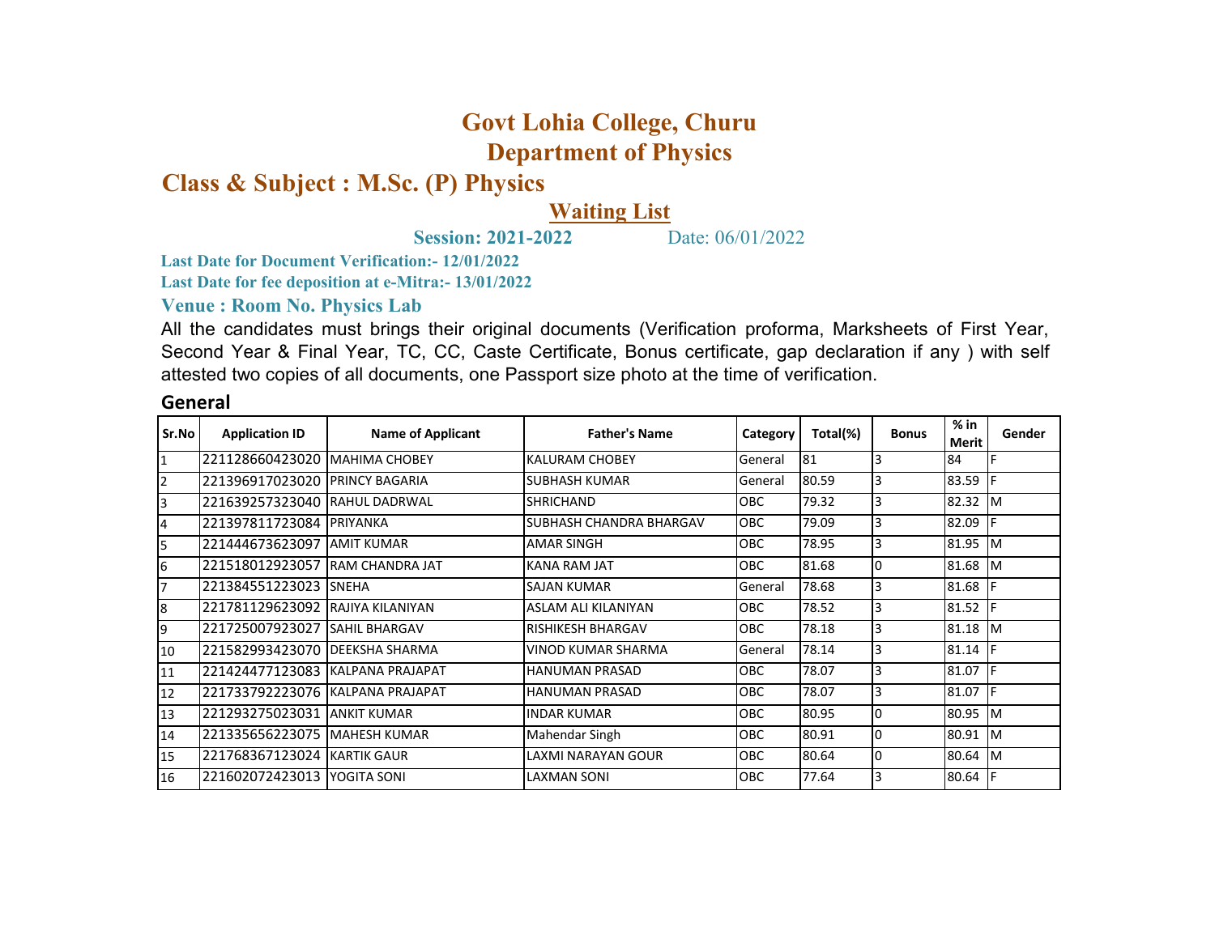# Govt Lohia College, Churu

## Department of Physics

## Class & Subject : M.Sc. (P) Physics

**Waiting List**

**Session: 2021-2022** Date: 06/01/2022

**Last Date for Document Verification:- 12/01/2022**

**Last Date for fee deposition at e-Mitra:- 13/01/2022**

**Venue : Room No. Physics Lab**

All the candidates must brings their original documents (Verification proforma, Marksheets of First Year, Second Year & Final Year, TC, CC, Caste Certificate, Bonus certificate, gap declaration if any ) with self attested two copies of all documents, one Passport size photo at the time of verification.

### General

| Sr.No | Application ID | Name of Applicant | Father's Name | Category | Total(%) | Bonus | % in Merit | Gender |
|---|---|---|---|---|---|---|---|---|
| 1 | 221128660423020 | MAHIMA CHOBEY | KALURAM CHOBEY | General | 81 | 3 | 84 | F |
| 2 | 221396917023020 | PRINCY BAGARIA | SUBHASH KUMAR | General | 80.59 | 3 | 83.59 | F |
| 3 | 221639257323040 | RAHUL DADRWAL | SHRICHAND | OBC | 79.32 | 3 | 82.32 | M |
| 4 | 221397811723084 | PRIYANKA | SUBHASH CHANDRA BHARGAV | OBC | 79.09 | 3 | 82.09 | F |
| 5 | 221444673623097 | AMIT KUMAR | AMAR SINGH | OBC | 78.95 | 3 | 81.95 | M |
| 6 | 221518012923057 | RAM CHANDRA JAT | KANA RAM JAT | OBC | 81.68 | 0 | 81.68 | M |
| 7 | 221384551223023 | SNEHA | SAJAN KUMAR | General | 78.68 | 3 | 81.68 | F |
| 8 | 221781129623092 | RAJIYA KILANIYAN | ASLAM ALI KILANIYAN | OBC | 78.52 | 3 | 81.52 | F |
| 9 | 221725007923027 | SAHIL BHARGAV | RISHIKESH BHARGAV | OBC | 78.18 | 3 | 81.18 | M |
| 10 | 221582993423070 | DEEKSHA SHARMA | VINOD KUMAR SHARMA | General | 78.14 | 3 | 81.14 | F |
| 11 | 221424477123083 | KALPANA PRAJAPAT | HANUMAN PRASAD | OBC | 78.07 | 3 | 81.07 | F |
| 12 | 221733792223076 | KALPANA PRAJAPAT | HANUMAN PRASAD | OBC | 78.07 | 3 | 81.07 | F |
| 13 | 221293275023031 | ANKIT KUMAR | INDAR KUMAR | OBC | 80.95 | 0 | 80.95 | M |
| 14 | 221335656223075 | MAHESH KUMAR | Mahendar Singh | OBC | 80.91 | 0 | 80.91 | M |
| 15 | 221768367123024 | KARTIK GAUR | LAXMI NARAYAN GOUR | OBC | 80.64 | 0 | 80.64 | M |
| 16 | 221602072423013 | YOGITA SONI | LAXMAN SONI | OBC | 77.64 | 3 | 80.64 | F |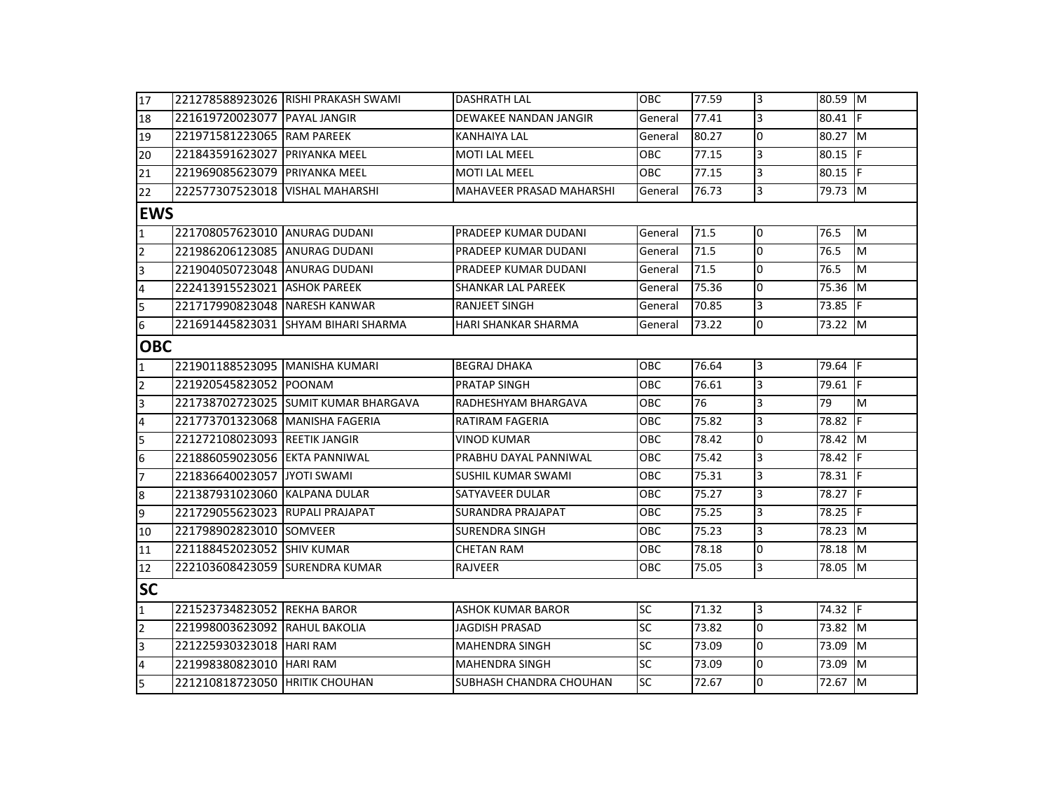| | | | | | | | | |
|---|---|---|---|---|---|---|---|---|
| 17 | 221278588923026 | RISHI PRAKASH SWAMI | DASHRATH LAL | OBC | 77.59 | 3 | 80.59 | M |
| 18 | 221619720023077 | PAYAL JANGIR | DEWAKEE NANDAN JANGIR | General | 77.41 | 3 | 80.41 | F |
| 19 | 221971581223065 | RAM PAREEK | KANHAIYA LAL | General | 80.27 | 0 | 80.27 | M |
| 20 | 221843591623027 | PRIYANKA MEEL | MOTI LAL MEEL | OBC | 77.15 | 3 | 80.15 | F |
| 21 | 221969085623079 | PRIYANKA MEEL | MOTI LAL MEEL | OBC | 77.15 | 3 | 80.15 | F |
| 22 | 222577307523018 | VISHAL MAHARSHI | MAHAVEER PRASAD MAHARSHI | General | 76.73 | 3 | 79.73 | M |
| **EWS** | | | | | | | | |
| 1 | 221708057623010 | ANURAG DUDANI | PRADEEP KUMAR DUDANI | General | 71.5 | 0 | 76.5 | M |
| 2 | 221986206123085 | ANURAG DUDANI | PRADEEP KUMAR DUDANI | General | 71.5 | 0 | 76.5 | M |
| 3 | 221904050723048 | ANURAG DUDANI | PRADEEP KUMAR DUDANI | General | 71.5 | 0 | 76.5 | M |
| 4 | 222413915523021 | ASHOK PAREEK | SHANKAR LAL PAREEK | General | 75.36 | 0 | 75.36 | M |
| 5 | 221717990823048 | NARESH KANWAR | RANJEET SINGH | General | 70.85 | 3 | 73.85 | F |
| 6 | 221691445823031 | SHYAM BIHARI SHARMA | HARI SHANKAR SHARMA | General | 73.22 | 0 | 73.22 | M |
| **OBC** | | | | | | | | |
| 1 | 221901188523095 | MANISHA KUMARI | BEGRAJ DHAKA | OBC | 76.64 | 3 | 79.64 | F |
| 2 | 221920545823052 | POONAM | PRATAP SINGH | OBC | 76.61 | 3 | 79.61 | F |
| 3 | 221738702723025 | SUMIT KUMAR BHARGAVA | RADHESHYAM BHARGAVA | OBC | 76 | 3 | 79 | M |
| 4 | 221773701323068 | MANISHA FAGERIA | RATIRAM FAGERIA | OBC | 75.82 | 3 | 78.82 | F |
| 5 | 221272108023093 | REETIK JANGIR | VINOD KUMAR | OBC | 78.42 | 0 | 78.42 | M |
| 6 | 221886059023056 | EKTA PANNIWAL | PRABHU DAYAL PANNIWAL | OBC | 75.42 | 3 | 78.42 | F |
| 7 | 221836640023057 | JYOTI SWAMI | SUSHIL KUMAR SWAMI | OBC | 75.31 | 3 | 78.31 | F |
| 8 | 221387931023060 | KALPANA DULAR | SATYAVEER DULAR | OBC | 75.27 | 3 | 78.27 | F |
| 9 | 221729055623023 | RUPALI PRAJAPAT | SURANDRA PRAJAPAT | OBC | 75.25 | 3 | 78.25 | F |
| 10 | 221798902823010 | SOMVEER | SURENDRA SINGH | OBC | 75.23 | 3 | 78.23 | M |
| 11 | 221188452023052 | SHIV KUMAR | CHETAN RAM | OBC | 78.18 | 0 | 78.18 | M |
| 12 | 222103608423059 | SURENDRA KUMAR | RAJVEER | OBC | 75.05 | 3 | 78.05 | M |
| **SC** | | | | | | | | |
| 1 | 221523734823052 | REKHA BAROR | ASHOK KUMAR BAROR | SC | 71.32 | 3 | 74.32 | F |
| 2 | 221998003623092 | RAHUL BAKOLIA | JAGDISH PRASAD | SC | 73.82 | 0 | 73.82 | M |
| 3 | 221225930323018 | HARI RAM | MAHENDRA SINGH | SC | 73.09 | 0 | 73.09 | M |
| 4 | 221998380823010 | HARI RAM | MAHENDRA SINGH | SC | 73.09 | 0 | 73.09 | M |
| 5 | 221210818723050 | HRITIK CHOUHAN | SUBHASH CHANDRA CHOUHAN | SC | 72.67 | 0 | 72.67 | M |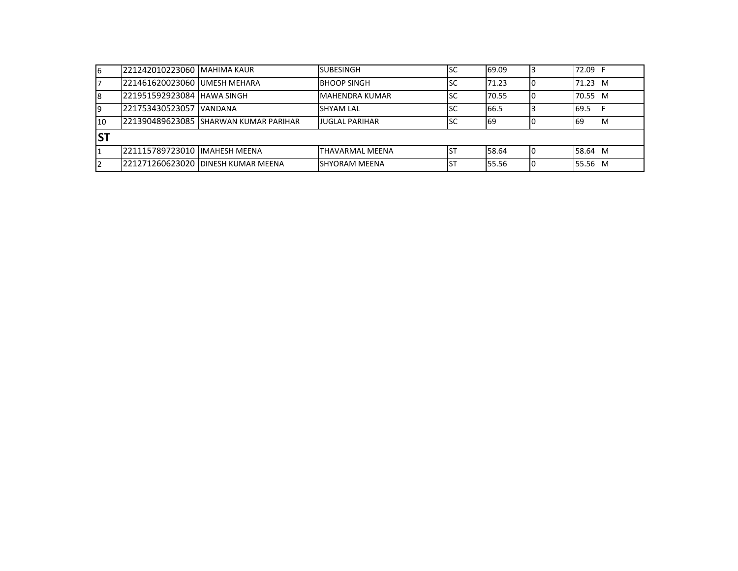| | | | | | | | | |
|---|---|---|---|---|---|---|---|---|
| 6 | 221242010223060 | MAHIMA KAUR | SUBESINGH | SC | 69.09 | 3 | 72.09 | F |
| 7 | 221461620023060 | UMESH MEHARA | BHOOP SINGH | SC | 71.23 | 0 | 71.23 | M |
| 8 | 221951592923084 | HAWA SINGH | MAHENDRA KUMAR | SC | 70.55 | 0 | 70.55 | M |
| 9 | 221753430523057 | VANDANA | SHYAM LAL | SC | 66.5 | 3 | 69.5 | F |
| 10 | 221390489623085 | SHARWAN KUMAR PARIHAR | JUGLAL PARIHAR | SC | 69 | 0 | 69 | M |
| **ST** | | | | | | | | |
| 1 | 221115789723010 | IMAHESH MEENA | THAVARMAL MEENA | ST | 58.64 | 0 | 58.64 | M |
| 2 | 221271260623020 | DINESH KUMAR MEENA | SHYORAM MEENA | ST | 55.56 | 0 | 55.56 | M |